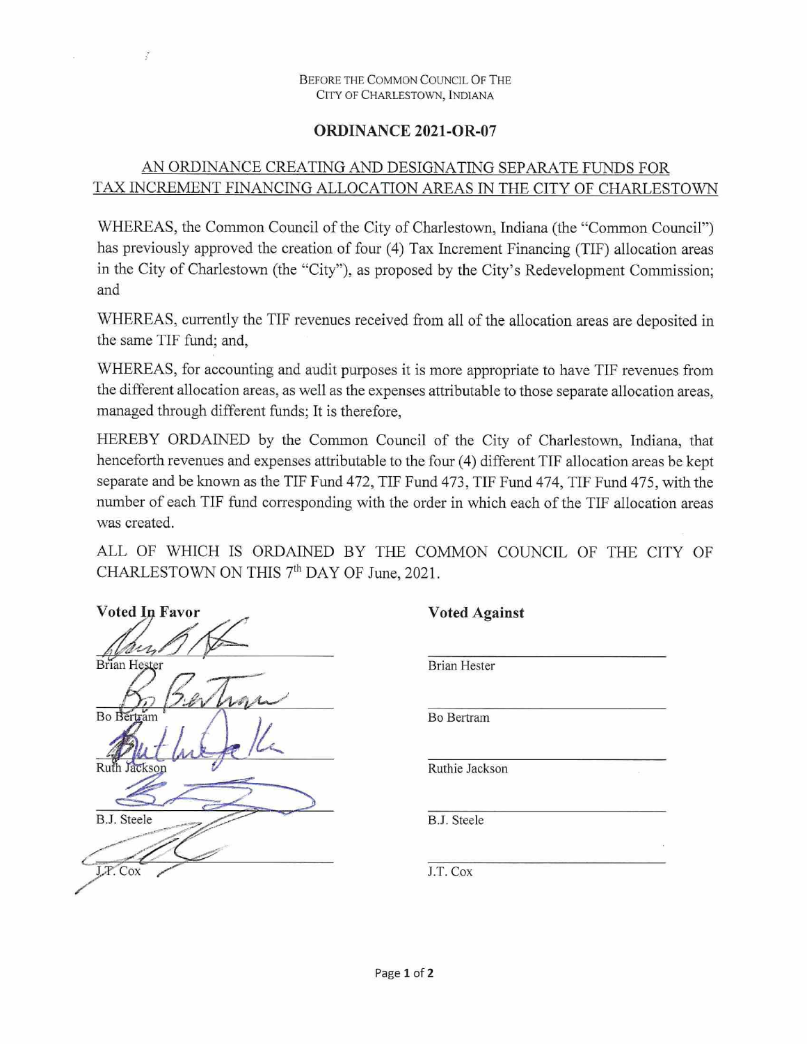BEFORE THE COMMON COUNCIL OF THE
CITY OF CHARLESTOWN, INDIANA

# ORDINANCE 2021-OR-07

## AN ORDINANCE CREATING AND DESIGNATING SEPARATE FUNDS FOR TAX INCREMENT FINANCING ALLOCATION AREAS IN THE CITY OF CHARLESTOWN

WHEREAS, the Common Council of the City of Charlestown, Indiana (the "Common Council") has previously approved the creation of four (4) Tax Increment Financing (TIF) allocation areas in the City of Charlestown (the "City"), as proposed by the City's Redevelopment Commission; and

WHEREAS, currently the TIF revenues received from all of the allocation areas are deposited in the same TIF fund; and,

WHEREAS, for accounting and audit purposes it is more appropriate to have TIF revenues from the different allocation areas, as well as the expenses attributable to those separate allocation areas, managed through different funds; It is therefore,

HEREBY ORDAINED by the Common Council of the City of Charlestown, Indiana, that henceforth revenues and expenses attributable to the four (4) different TIF allocation areas be kept separate and be known as the TIF Fund 472, TIF Fund 473, TIF Fund 474, TIF Fund 475, with the number of each TIF fund corresponding with the order in which each of the TIF allocation areas was created.

ALL OF WHICH IS ORDAINED BY THE COMMON COUNCIL OF THE CITY OF CHARLESTOWN ON THIS 7th DAY OF June, 2021.

| **Voted In Favor** | **Voted Against** |
| --- | --- |
| Brian Hester | Brian Hester |
| Bo Bertram | Bo Bertram |
| Ruth Jackson | Ruthie Jackson |
| B.J. Steele | B.J. Steele |
| J.T. Cox | J.T. Cox |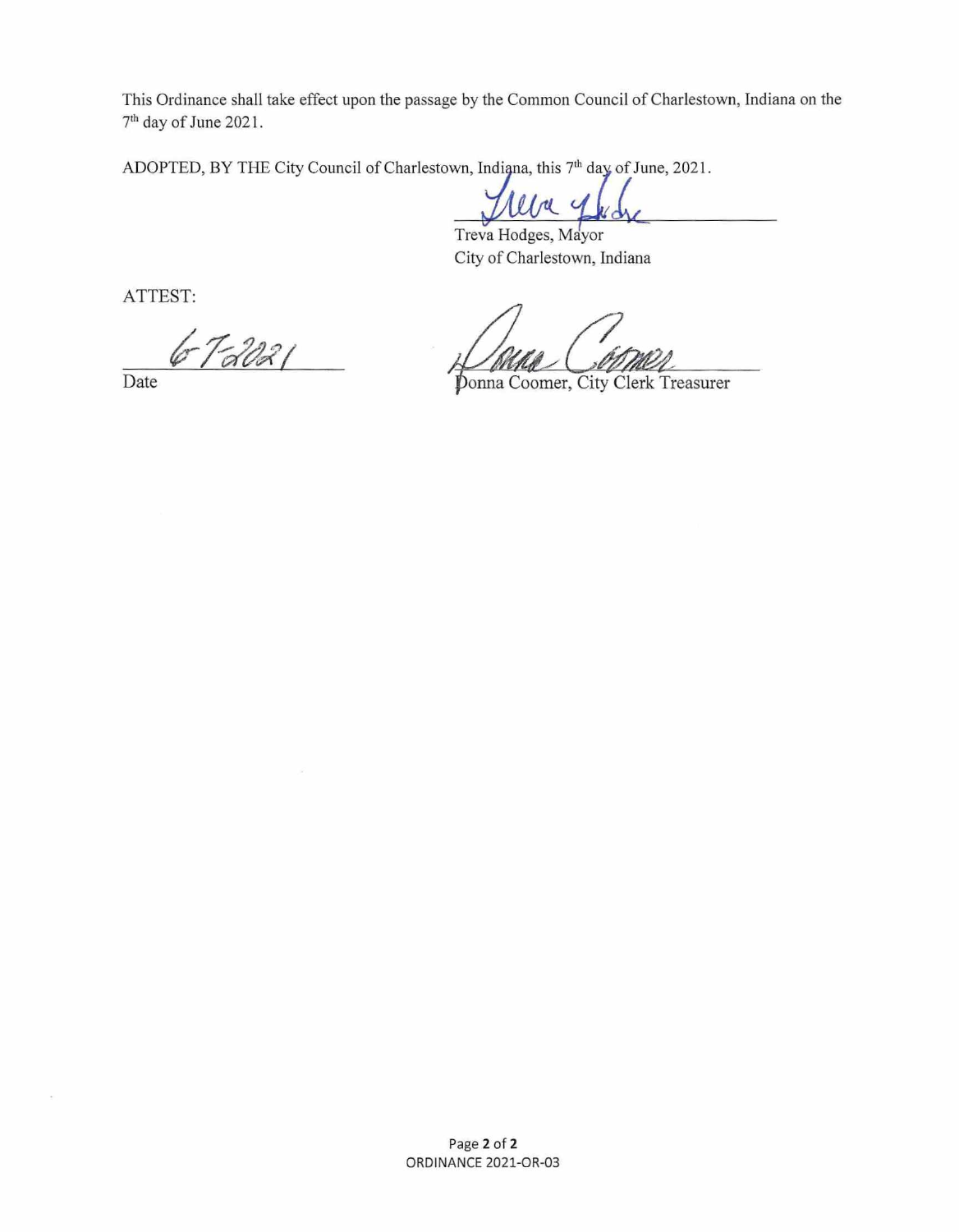This Ordinance shall take effect upon the passage by the Common Council of Charlestown, Indiana on the 7th day of June 2021.

ADOPTED, BY THE City Council of Charlestown, Indiana, this 7th day of June, 2021.

Treva Hodges, Mayor
City of Charlestown, Indiana

ATTEST:

6-7-2021
Date

Donna Coomer, City Clerk Treasurer